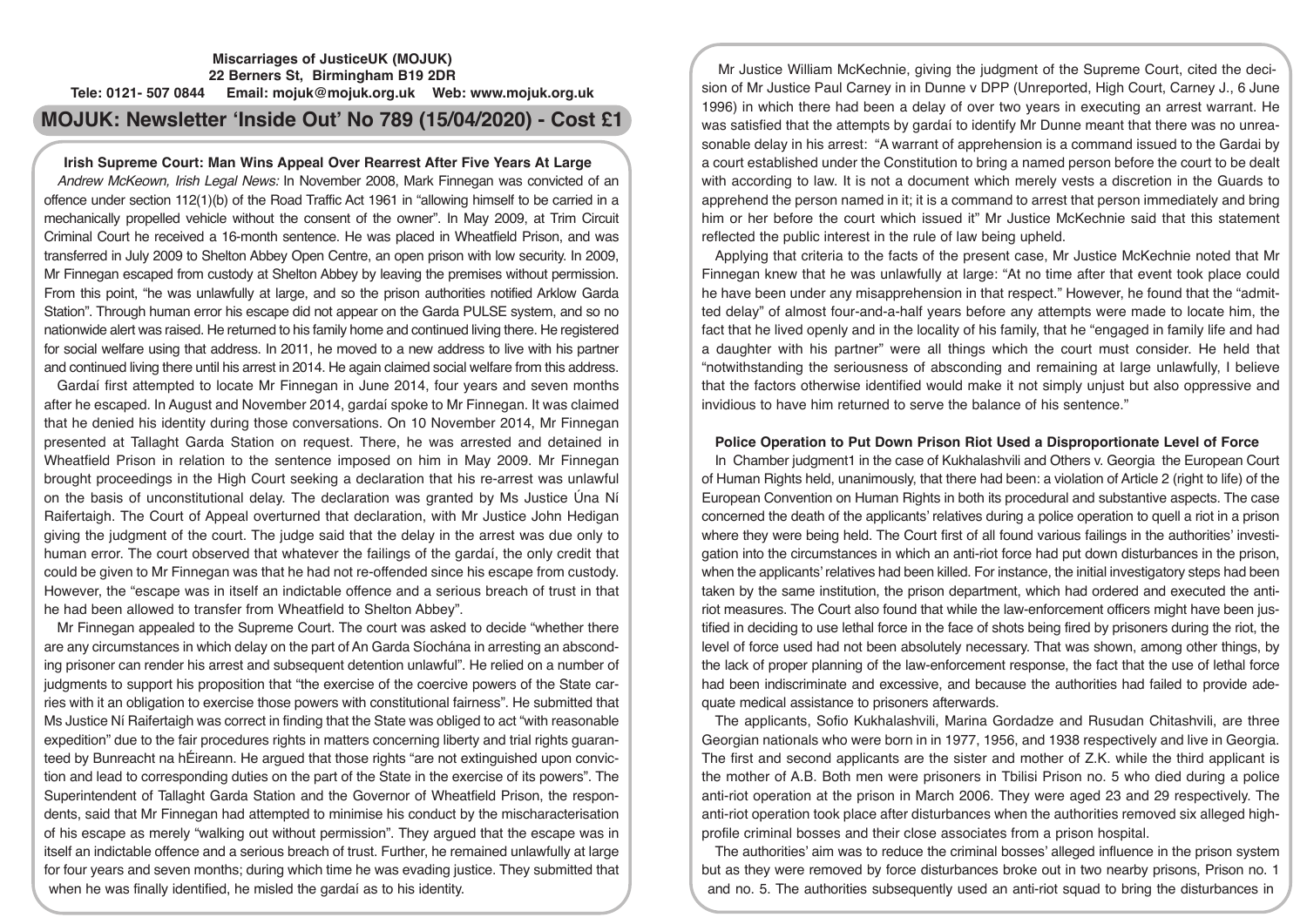**Miscarriages of JusticeUK (MOJUK)**
**22 Berners St, Birmingham B19 2DR**
**Tele: 0121- 507 0844 Email: mojuk@mojuk.org.uk Web: www.mojuk.org.uk**

# MOJUK: Newsletter 'Inside Out' No 789 (15/04/2020) - Cost £1

## Irish Supreme Court: Man Wins Appeal Over Rearrest After Five Years At Large

*Andrew McKeown, Irish Legal News:* In November 2008, Mark Finnegan was convicted of an offence under section 112(1)(b) of the Road Traffic Act 1961 in "allowing himself to be carried in a mechanically propelled vehicle without the consent of the owner". In May 2009, at Trim Circuit Criminal Court he received a 16-month sentence. He was placed in Wheatfield Prison, and was transferred in July 2009 to Shelton Abbey Open Centre, an open prison with low security. In 2009, Mr Finnegan escaped from custody at Shelton Abbey by leaving the premises without permission. From this point, "he was unlawfully at large, and so the prison authorities notified Arklow Garda Station". Through human error his escape did not appear on the Garda PULSE system, and so no nationwide alert was raised. He returned to his family home and continued living there. He registered for social welfare using that address. In 2011, he moved to a new address to live with his partner and continued living there until his arrest in 2014. He again claimed social welfare from this address.

Gardaí first attempted to locate Mr Finnegan in June 2014, four years and seven months after he escaped. In August and November 2014, gardaí spoke to Mr Finnegan. It was claimed that he denied his identity during those conversations. On 10 November 2014, Mr Finnegan presented at Tallaght Garda Station on request. There, he was arrested and detained in Wheatfield Prison in relation to the sentence imposed on him in May 2009. Mr Finnegan brought proceedings in the High Court seeking a declaration that his re-arrest was unlawful on the basis of unconstitutional delay. The declaration was granted by Ms Justice Úna Ní Raifertaigh. The Court of Appeal overturned that declaration, with Mr Justice John Hedigan giving the judgment of the court. The judge said that the delay in the arrest was due only to human error. The court observed that whatever the failings of the gardaí, the only credit that could be given to Mr Finnegan was that he had not re-offended since his escape from custody. However, the "escape was in itself an indictable offence and a serious breach of trust in that he had been allowed to transfer from Wheatfield to Shelton Abbey".

Mr Finnegan appealed to the Supreme Court. The court was asked to decide "whether there are any circumstances in which delay on the part of An Garda Síochána in arresting an absconding prisoner can render his arrest and subsequent detention unlawful". He relied on a number of judgments to support his proposition that "the exercise of the coercive powers of the State carries with it an obligation to exercise those powers with constitutional fairness". He submitted that Ms Justice Ní Raifertaigh was correct in finding that the State was obliged to act "with reasonable expedition" due to the fair procedures rights in matters concerning liberty and trial rights guaranteed by Bunreacht na hÉireann. He argued that those rights "are not extinguished upon conviction and lead to corresponding duties on the part of the State in the exercise of its powers". The Superintendent of Tallaght Garda Station and the Governor of Wheatfield Prison, the respondents, said that Mr Finnegan had attempted to minimise his conduct by the mischaracterisation of his escape as merely "walking out without permission". They argued that the escape was in itself an indictable offence and a serious breach of trust. Further, he remained unlawfully at large for four years and seven months; during which time he was evading justice. They submitted that when he was finally identified, he misled the gardaí as to his identity.

Mr Justice William McKechnie, giving the judgment of the Supreme Court, cited the decision of Mr Justice Paul Carney in in Dunne v DPP (Unreported, High Court, Carney J., 6 June 1996) in which there had been a delay of over two years in executing an arrest warrant. He was satisfied that the attempts by gardaí to identify Mr Dunne meant that there was no unreasonable delay in his arrest: "A warrant of apprehension is a command issued to the Gardai by a court established under the Constitution to bring a named person before the court to be dealt with according to law. It is not a document which merely vests a discretion in the Guards to apprehend the person named in it; it is a command to arrest that person immediately and bring him or her before the court which issued it" Mr Justice McKechnie said that this statement reflected the public interest in the rule of law being upheld.

Applying that criteria to the facts of the present case, Mr Justice McKechnie noted that Mr Finnegan knew that he was unlawfully at large: "At no time after that event took place could he have been under any misapprehension in that respect." However, he found that the "admitted delay" of almost four-and-a-half years before any attempts were made to locate him, the fact that he lived openly and in the locality of his family, that he "engaged in family life and had a daughter with his partner" were all things which the court must consider. He held that "notwithstanding the seriousness of absconding and remaining at large unlawfully, I believe that the factors otherwise identified would make it not simply unjust but also oppressive and invidious to have him returned to serve the balance of his sentence."

## Police Operation to Put Down Prison Riot Used a Disproportionate Level of Force

In Chamber judgment1 in the case of Kukhalashvili and Others v. Georgia the European Court of Human Rights held, unanimously, that there had been: a violation of Article 2 (right to life) of the European Convention on Human Rights in both its procedural and substantive aspects. The case concerned the death of the applicants' relatives during a police operation to quell a riot in a prison where they were being held. The Court first of all found various failings in the authorities' investigation into the circumstances in which an anti-riot force had put down disturbances in the prison, when the applicants' relatives had been killed. For instance, the initial investigatory steps had been taken by the same institution, the prison department, which had ordered and executed the anti-riot measures. The Court also found that while the law-enforcement officers might have been justified in deciding to use lethal force in the face of shots being fired by prisoners during the riot, the level of force used had not been absolutely necessary. That was shown, among other things, by the lack of proper planning of the law-enforcement response, the fact that the use of lethal force had been indiscriminate and excessive, and because the authorities had failed to provide adequate medical assistance to prisoners afterwards.

The applicants, Sofio Kukhalashvili, Marina Gordadze and Rusudan Chitashvili, are three Georgian nationals who were born in in 1977, 1956, and 1938 respectively and live in Georgia. The first and second applicants are the sister and mother of Z.K. while the third applicant is the mother of A.B. Both men were prisoners in Tbilisi Prison no. 5 who died during a police anti-riot operation at the prison in March 2006. They were aged 23 and 29 respectively. The anti-riot operation took place after disturbances when the authorities removed six alleged high-profile criminal bosses and their close associates from a prison hospital.

The authorities' aim was to reduce the criminal bosses' alleged influence in the prison system but as they were removed by force disturbances broke out in two nearby prisons, Prison no. 1 and no. 5. The authorities subsequently used an anti-riot squad to bring the disturbances in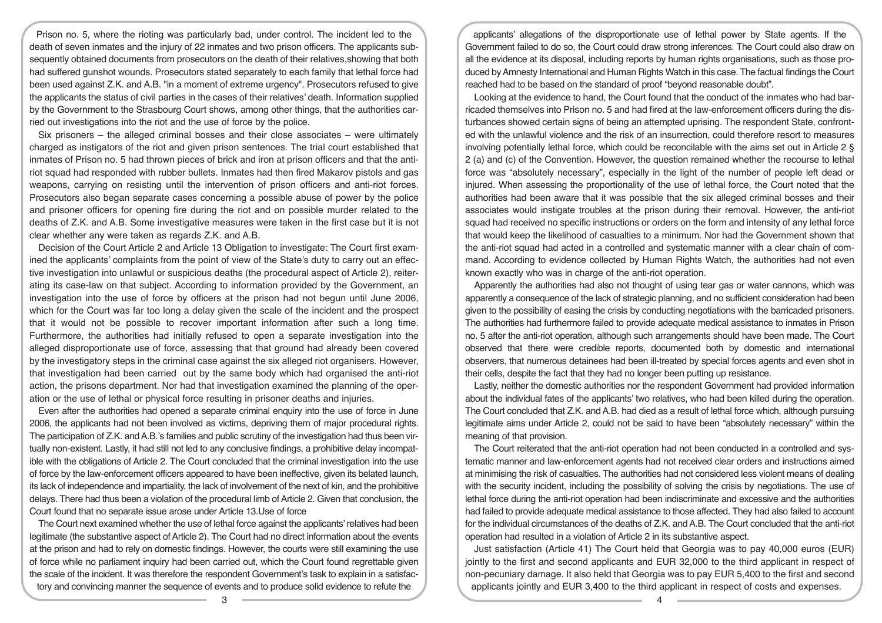Prison no. 5, where the rioting was particularly bad, under control. The incident led to the death of seven inmates and the injury of 22 inmates and two prison officers. The applicants subsequently obtained documents from prosecutors on the death of their relatives,showing that both had suffered gunshot wounds. Prosecutors stated separately to each family that lethal force had been used against Z.K. and A.B. "in a moment of extreme urgency". Prosecutors refused to give the applicants the status of civil parties in the cases of their relatives' death. Information supplied by the Government to the Strasbourg Court shows, among other things, that the authorities carried out investigations into the riot and the use of force by the police.

Six prisoners – the alleged criminal bosses and their close associates – were ultimately charged as instigators of the riot and given prison sentences. The trial court established that inmates of Prison no. 5 had thrown pieces of brick and iron at prison officers and that the anti-riot squad had responded with rubber bullets. Inmates had then fired Makarov pistols and gas weapons, carrying on resisting until the intervention of prison officers and anti-riot forces. Prosecutors also began separate cases concerning a possible abuse of power by the police and prisoner officers for opening fire during the riot and on possible murder related to the deaths of Z.K. and A.B. Some investigative measures were taken in the first case but it is not clear whether any were taken as regards Z.K. and A.B.

Decision of the Court Article 2 and Article 13 Obligation to investigate: The Court first examined the applicants' complaints from the point of view of the State's duty to carry out an effective investigation into unlawful or suspicious deaths (the procedural aspect of Article 2), reiterating its case-law on that subject. According to information provided by the Government, an investigation into the use of force by officers at the prison had not begun until June 2006, which for the Court was far too long a delay given the scale of the incident and the prospect that it would not be possible to recover important information after such a long time. Furthermore, the authorities had initially refused to open a separate investigation into the alleged disproportionate use of force, assessing that that ground had already been covered by the investigatory steps in the criminal case against the six alleged riot organisers. However, that investigation had been carried out by the same body which had organised the anti-riot action, the prisons department. Nor had that investigation examined the planning of the operation or the use of lethal or physical force resulting in prisoner deaths and injuries.

Even after the authorities had opened a separate criminal enquiry into the use of force in June 2006, the applicants had not been involved as victims, depriving them of major procedural rights. The participation of Z.K. and A.B.'s families and public scrutiny of the investigation had thus been virtually non-existent. Lastly, it had still not led to any conclusive findings, a prohibitive delay incompatible with the obligations of Article 2. The Court concluded that the criminal investigation into the use of force by the law-enforcement officers appeared to have been ineffective, given its belated launch, its lack of independence and impartiality, the lack of involvement of the next of kin, and the prohibitive delays. There had thus been a violation of the procedural limb of Article 2. Given that conclusion, the Court found that no separate issue arose under Article 13.Use of force

The Court next examined whether the use of lethal force against the applicants' relatives had been legitimate (the substantive aspect of Article 2). The Court had no direct information about the events at the prison and had to rely on domestic findings. However, the courts were still examining the use of force while no parliament inquiry had been carried out, which the Court found regrettable given the scale of the incident. It was therefore the respondent Government's task to explain in a satisfactory and convincing manner the sequence of events and to produce solid evidence to refute the applicants' allegations of the disproportionate use of lethal power by State agents. If the Government failed to do so, the Court could draw strong inferences. The Court could also draw on all the evidence at its disposal, including reports by human rights organisations, such as those produced by Amnesty International and Human Rights Watch in this case. The factual findings the Court reached had to be based on the standard of proof "beyond reasonable doubt".

Looking at the evidence to hand, the Court found that the conduct of the inmates who had barricaded themselves into Prison no. 5 and had fired at the law-enforcement officers during the disturbances showed certain signs of being an attempted uprising. The respondent State, confronted with the unlawful violence and the risk of an insurrection, could therefore resort to measures involving potentially lethal force, which could be reconcilable with the aims set out in Article 2 § 2 (a) and (c) of the Convention. However, the question remained whether the recourse to lethal force was "absolutely necessary", especially in the light of the number of people left dead or injured. When assessing the proportionality of the use of lethal force, the Court noted that the authorities had been aware that it was possible that the six alleged criminal bosses and their associates would instigate troubles at the prison during their removal. However, the anti-riot squad had received no specific instructions or orders on the form and intensity of any lethal force that would keep the likelihood of casualties to a minimum. Nor had the Government shown that the anti-riot squad had acted in a controlled and systematic manner with a clear chain of command. According to evidence collected by Human Rights Watch, the authorities had not even known exactly who was in charge of the anti-riot operation.

Apparently the authorities had also not thought of using tear gas or water cannons, which was apparently a consequence of the lack of strategic planning, and no sufficient consideration had been given to the possibility of easing the crisis by conducting negotiations with the barricaded prisoners. The authorities had furthermore failed to provide adequate medical assistance to inmates in Prison no. 5 after the anti-riot operation, although such arrangements should have been made. The Court observed that there were credible reports, documented both by domestic and international observers, that numerous detainees had been ill-treated by special forces agents and even shot in their cells, despite the fact that they had no longer been putting up resistance.

Lastly, neither the domestic authorities nor the respondent Government had provided information about the individual fates of the applicants' two relatives, who had been killed during the operation. The Court concluded that Z.K. and A.B. had died as a result of lethal force which, although pursuing legitimate aims under Article 2, could not be said to have been "absolutely necessary" within the meaning of that provision.

The Court reiterated that the anti-riot operation had not been conducted in a controlled and systematic manner and law-enforcement agents had not received clear orders and instructions aimed at minimising the risk of casualties. The authorities had not considered less violent means of dealing with the security incident, including the possibility of solving the crisis by negotiations. The use of lethal force during the anti-riot operation had been indiscriminate and excessive and the authorities had failed to provide adequate medical assistance to those affected. They had also failed to account for the individual circumstances of the deaths of Z.K. and A.B. The Court concluded that the anti-riot operation had resulted in a violation of Article 2 in its substantive aspect.

Just satisfaction (Article 41) The Court held that Georgia was to pay 40,000 euros (EUR) jointly to the first and second applicants and EUR 32,000 to the third applicant in respect of non-pecuniary damage. It also held that Georgia was to pay EUR 5,400 to the first and second applicants jointly and EUR 3,400 to the third applicant in respect of costs and expenses.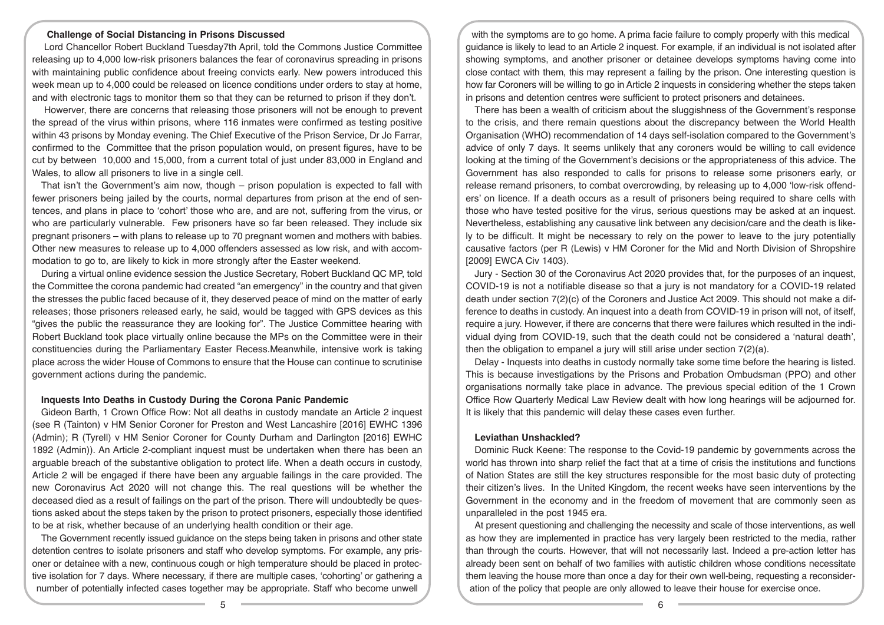### Challenge of Social Distancing in Prisons Discussed

Lord Chancellor Robert Buckland Tuesday7th April, told the Commons Justice Committee releasing up to 4,000 low-risk prisoners balances the fear of coronavirus spreading in prisons with maintaining public confidence about freeing convicts early. New powers introduced this week mean up to 4,000 could be released on licence conditions under orders to stay at home, and with electronic tags to monitor them so that they can be returned to prison if they don't.

However, there are concerns that releasing those prisoners will not be enough to prevent the spread of the virus within prisons, where 116 inmates were confirmed as testing positive within 43 prisons by Monday evening. The Chief Executive of the Prison Service, Dr Jo Farrar, confirmed to the Committee that the prison population would, on present figures, have to be cut by between 10,000 and 15,000, from a current total of just under 83,000 in England and Wales, to allow all prisoners to live in a single cell.

That isn't the Government's aim now, though – prison population is expected to fall with fewer prisoners being jailed by the courts, normal departures from prison at the end of sentences, and plans in place to 'cohort' those who are, and are not, suffering from the virus, or who are particularly vulnerable. Few prisoners have so far been released. They include six pregnant prisoners – with plans to release up to 70 pregnant women and mothers with babies. Other new measures to release up to 4,000 offenders assessed as low risk, and with accommodation to go to, are likely to kick in more strongly after the Easter weekend.

During a virtual online evidence session the Justice Secretary, Robert Buckland QC MP, told the Committee the corona pandemic had created "an emergency" in the country and that given the stresses the public faced because of it, they deserved peace of mind on the matter of early releases; those prisoners released early, he said, would be tagged with GPS devices as this "gives the public the reassurance they are looking for". The Justice Committee hearing with Robert Buckland took place virtually online because the MPs on the Committee were in their constituencies during the Parliamentary Easter Recess.Meanwhile, intensive work is taking place across the wider House of Commons to ensure that the House can continue to scrutinise government actions during the pandemic.

### Inquests Into Deaths in Custody During the Corona Panic Pandemic

Gideon Barth, 1 Crown Office Row: Not all deaths in custody mandate an Article 2 inquest (see R (Tainton) v HM Senior Coroner for Preston and West Lancashire [2016] EWHC 1396 (Admin); R (Tyrell) v HM Senior Coroner for County Durham and Darlington [2016] EWHC 1892 (Admin)). An Article 2-compliant inquest must be undertaken when there has been an arguable breach of the substantive obligation to protect life. When a death occurs in custody, Article 2 will be engaged if there have been any arguable failings in the care provided. The new Coronavirus Act 2020 will not change this. The real questions will be whether the deceased died as a result of failings on the part of the prison. There will undoubtedly be questions asked about the steps taken by the prison to protect prisoners, especially those identified to be at risk, whether because of an underlying health condition or their age.

The Government recently issued guidance on the steps being taken in prisons and other state detention centres to isolate prisoners and staff who develop symptoms. For example, any prisoner or detainee with a new, continuous cough or high temperature should be placed in protective isolation for 7 days. Where necessary, if there are multiple cases, 'cohorting' or gathering a number of potentially infected cases together may be appropriate. Staff who become unwell with the symptoms are to go home. A prima facie failure to comply properly with this medical guidance is likely to lead to an Article 2 inquest. For example, if an individual is not isolated after showing symptoms, and another prisoner or detainee develops symptoms having come into close contact with them, this may represent a failing by the prison. One interesting question is how far Coroners will be willing to go in Article 2 inquests in considering whether the steps taken in prisons and detention centres were sufficient to protect prisoners and detainees.

There has been a wealth of criticism about the sluggishness of the Government's response to the crisis, and there remain questions about the discrepancy between the World Health Organisation (WHO) recommendation of 14 days self-isolation compared to the Government's advice of only 7 days. It seems unlikely that any coroners would be willing to call evidence looking at the timing of the Government's decisions or the appropriateness of this advice. The Government has also responded to calls for prisons to release some prisoners early, or release remand prisoners, to combat overcrowding, by releasing up to 4,000 'low-risk offenders' on licence. If a death occurs as a result of prisoners being required to share cells with those who have tested positive for the virus, serious questions may be asked at an inquest. Nevertheless, establishing any causative link between any decision/care and the death is likely to be difficult. It might be necessary to rely on the power to leave to the jury potentially causative factors (per R (Lewis) v HM Coroner for the Mid and North Division of Shropshire [2009] EWCA Civ 1403).

Jury - Section 30 of the Coronavirus Act 2020 provides that, for the purposes of an inquest, COVID-19 is not a notifiable disease so that a jury is not mandatory for a COVID-19 related death under section 7(2)(c) of the Coroners and Justice Act 2009. This should not make a difference to deaths in custody. An inquest into a death from COVID-19 in prison will not, of itself, require a jury. However, if there are concerns that there were failures which resulted in the individual dying from COVID-19, such that the death could not be considered a 'natural death', then the obligation to empanel a jury will still arise under section 7(2)(a).

Delay - Inquests into deaths in custody normally take some time before the hearing is listed. This is because investigations by the Prisons and Probation Ombudsman (PPO) and other organisations normally take place in advance. The previous special edition of the 1 Crown Office Row Quarterly Medical Law Review dealt with how long hearings will be adjourned for. It is likely that this pandemic will delay these cases even further.

### Leviathan Unshackled?

Dominic Ruck Keene: The response to the Covid-19 pandemic by governments across the world has thrown into sharp relief the fact that at a time of crisis the institutions and functions of Nation States are still the key structures responsible for the most basic duty of protecting their citizen's lives. In the United Kingdom, the recent weeks have seen interventions by the Government in the economy and in the freedom of movement that are commonly seen as unparalleled in the post 1945 era.

At present questioning and challenging the necessity and scale of those interventions, as well as how they are implemented in practice has very largely been restricted to the media, rather than through the courts. However, that will not necessarily last. Indeed a pre-action letter has already been sent on behalf of two families with autistic children whose conditions necessitate them leaving the house more than once a day for their own well-being, requesting a reconsideration of the policy that people are only allowed to leave their house for exercise once.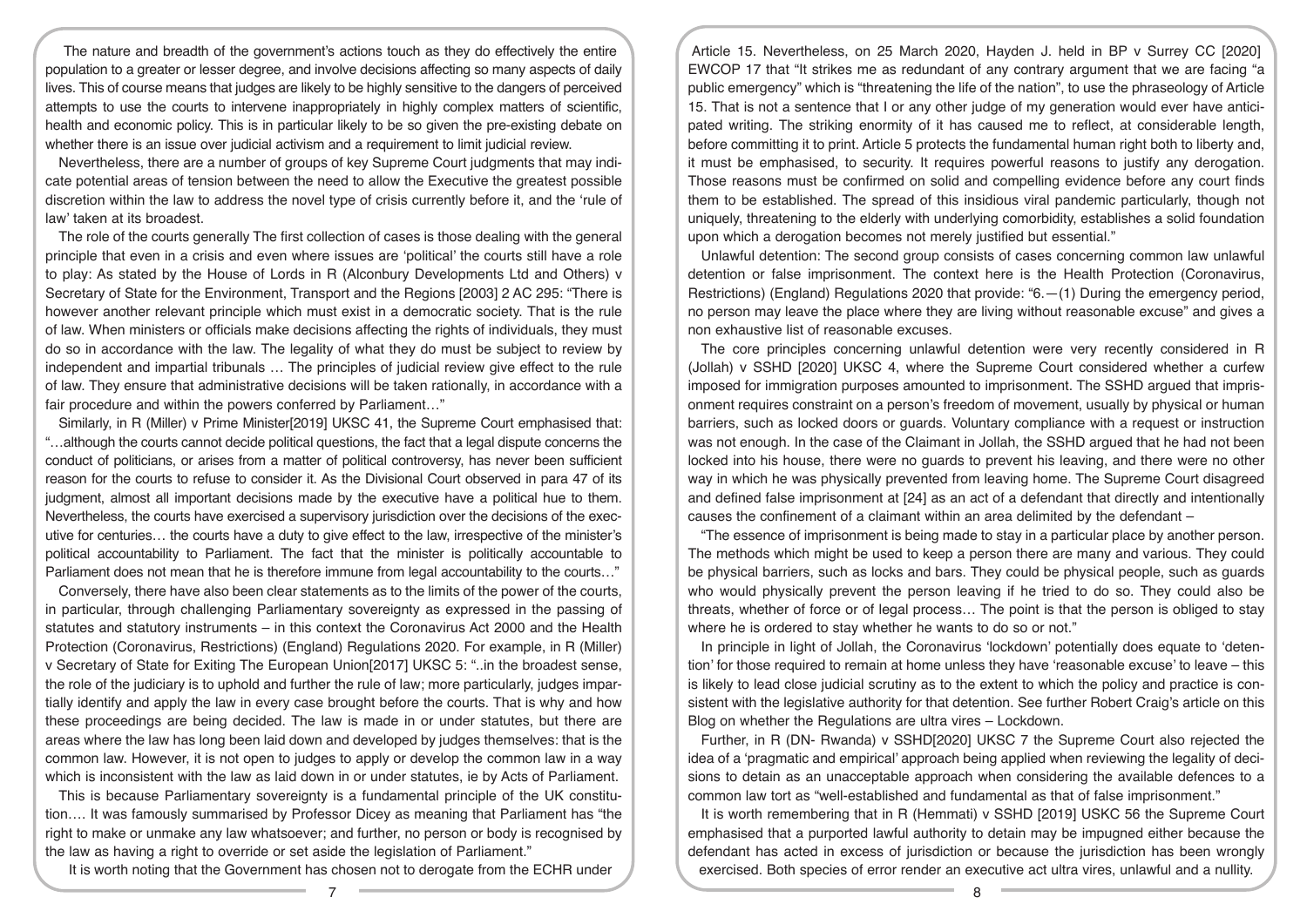The nature and breadth of the government's actions touch as they do effectively the entire population to a greater or lesser degree, and involve decisions affecting so many aspects of daily lives. This of course means that judges are likely to be highly sensitive to the dangers of perceived attempts to use the courts to intervene inappropriately in highly complex matters of scientific, health and economic policy. This is in particular likely to be so given the pre-existing debate on whether there is an issue over judicial activism and a requirement to limit judicial review.

Nevertheless, there are a number of groups of key Supreme Court judgments that may indicate potential areas of tension between the need to allow the Executive the greatest possible discretion within the law to address the novel type of crisis currently before it, and the 'rule of law' taken at its broadest.

The role of the courts generally The first collection of cases is those dealing with the general principle that even in a crisis and even where issues are 'political' the courts still have a role to play: As stated by the House of Lords in R (Alconbury Developments Ltd and Others) v Secretary of State for the Environment, Transport and the Regions [2003] 2 AC 295: "There is however another relevant principle which must exist in a democratic society. That is the rule of law. When ministers or officials make decisions affecting the rights of individuals, they must do so in accordance with the law. The legality of what they do must be subject to review by independent and impartial tribunals … The principles of judicial review give effect to the rule of law. They ensure that administrative decisions will be taken rationally, in accordance with a fair procedure and within the powers conferred by Parliament…"

Similarly, in R (Miller) v Prime Minister[2019] UKSC 41, the Supreme Court emphasised that: "…although the courts cannot decide political questions, the fact that a legal dispute concerns the conduct of politicians, or arises from a matter of political controversy, has never been sufficient reason for the courts to refuse to consider it. As the Divisional Court observed in para 47 of its judgment, almost all important decisions made by the executive have a political hue to them. Nevertheless, the courts have exercised a supervisory jurisdiction over the decisions of the executive for centuries… the courts have a duty to give effect to the law, irrespective of the minister's political accountability to Parliament. The fact that the minister is politically accountable to Parliament does not mean that he is therefore immune from legal accountability to the courts…"

Conversely, there have also been clear statements as to the limits of the power of the courts, in particular, through challenging Parliamentary sovereignty as expressed in the passing of statutes and statutory instruments – in this context the Coronavirus Act 2000 and the Health Protection (Coronavirus, Restrictions) (England) Regulations 2020. For example, in R (Miller) v Secretary of State for Exiting The European Union[2017] UKSC 5: "..in the broadest sense, the role of the judiciary is to uphold and further the rule of law; more particularly, judges impartially identify and apply the law in every case brought before the courts. That is why and how these proceedings are being decided. The law is made in or under statutes, but there are areas where the law has long been laid down and developed by judges themselves: that is the common law. However, it is not open to judges to apply or develop the common law in a way which is inconsistent with the law as laid down in or under statutes, ie by Acts of Parliament.

This is because Parliamentary sovereignty is a fundamental principle of the UK constitution…. It was famously summarised by Professor Dicey as meaning that Parliament has "the right to make or unmake any law whatsoever; and further, no person or body is recognised by the law as having a right to override or set aside the legislation of Parliament."

It is worth noting that the Government has chosen not to derogate from the ECHR under Article 15. Nevertheless, on 25 March 2020, Hayden J. held in BP v Surrey CC [2020] EWCOP 17 that "It strikes me as redundant of any contrary argument that we are facing "a public emergency" which is "threatening the life of the nation", to use the phraseology of Article 15. That is not a sentence that I or any other judge of my generation would ever have anticipated writing. The striking enormity of it has caused me to reflect, at considerable length, before committing it to print. Article 5 protects the fundamental human right both to liberty and, it must be emphasised, to security. It requires powerful reasons to justify any derogation. Those reasons must be confirmed on solid and compelling evidence before any court finds them to be established. The spread of this insidious viral pandemic particularly, though not uniquely, threatening to the elderly with underlying comorbidity, establishes a solid foundation upon which a derogation becomes not merely justified but essential."

Unlawful detention: The second group consists of cases concerning common law unlawful detention or false imprisonment. The context here is the Health Protection (Coronavirus, Restrictions) (England) Regulations 2020 that provide: "6.—(1) During the emergency period, no person may leave the place where they are living without reasonable excuse" and gives a non exhaustive list of reasonable excuses.

The core principles concerning unlawful detention were very recently considered in R (Jollah) v SSHD [2020] UKSC 4, where the Supreme Court considered whether a curfew imposed for immigration purposes amounted to imprisonment. The SSHD argued that imprisonment requires constraint on a person's freedom of movement, usually by physical or human barriers, such as locked doors or guards. Voluntary compliance with a request or instruction was not enough. In the case of the Claimant in Jollah, the SSHD argued that he had not been locked into his house, there were no guards to prevent his leaving, and there were no other way in which he was physically prevented from leaving home. The Supreme Court disagreed and defined false imprisonment at [24] as an act of a defendant that directly and intentionally causes the confinement of a claimant within an area delimited by the defendant –

"The essence of imprisonment is being made to stay in a particular place by another person. The methods which might be used to keep a person there are many and various. They could be physical barriers, such as locks and bars. They could be physical people, such as guards who would physically prevent the person leaving if he tried to do so. They could also be threats, whether of force or of legal process… The point is that the person is obliged to stay where he is ordered to stay whether he wants to do so or not."

In principle in light of Jollah, the Coronavirus 'lockdown' potentially does equate to 'detention' for those required to remain at home unless they have 'reasonable excuse' to leave – this is likely to lead close judicial scrutiny as to the extent to which the policy and practice is consistent with the legislative authority for that detention. See further Robert Craig's article on this Blog on whether the Regulations are ultra vires – Lockdown.

Further, in R (DN- Rwanda) v SSHD[2020] UKSC 7 the Supreme Court also rejected the idea of a 'pragmatic and empirical' approach being applied when reviewing the legality of decisions to detain as an unacceptable approach when considering the available defences to a common law tort as "well-established and fundamental as that of false imprisonment."

It is worth remembering that in R (Hemmati) v SSHD [2019] USKC 56 the Supreme Court emphasised that a purported lawful authority to detain may be impugned either because the defendant has acted in excess of jurisdiction or because the jurisdiction has been wrongly exercised. Both species of error render an executive act ultra vires, unlawful and a nullity.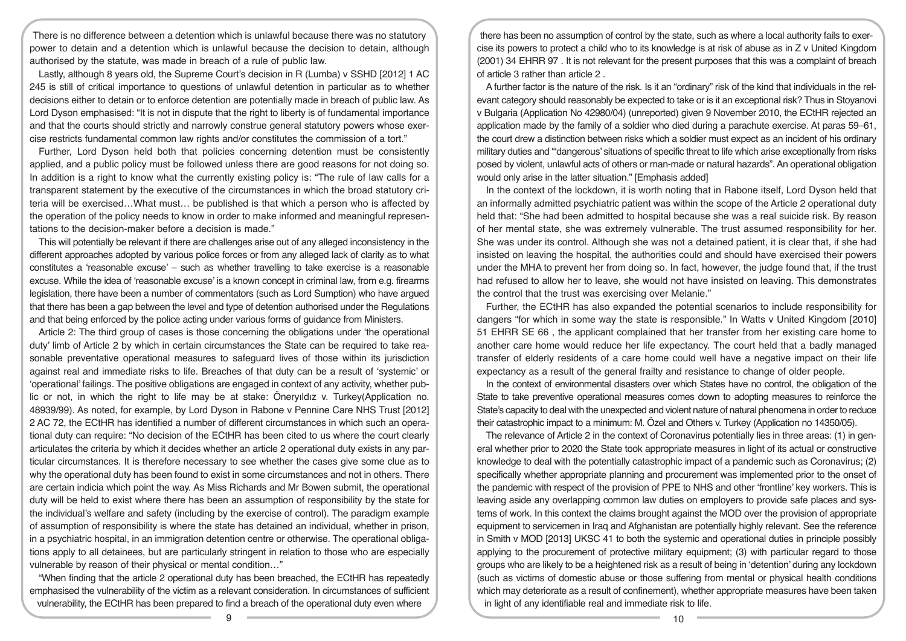There is no difference between a detention which is unlawful because there was no statutory power to detain and a detention which is unlawful because the decision to detain, although authorised by the statute, was made in breach of a rule of public law.

Lastly, although 8 years old, the Supreme Court's decision in R (Lumba) v SSHD [2012] 1 AC 245 is still of critical importance to questions of unlawful detention in particular as to whether decisions either to detain or to enforce detention are potentially made in breach of public law. As Lord Dyson emphasised: "It is not in dispute that the right to liberty is of fundamental importance and that the courts should strictly and narrowly construe general statutory powers whose exercise restricts fundamental common law rights and/or constitutes the commission of a tort."

Further, Lord Dyson held both that policies concerning detention must be consistently applied, and a public policy must be followed unless there are good reasons for not doing so. In addition is a right to know what the currently existing policy is: "The rule of law calls for a transparent statement by the executive of the circumstances in which the broad statutory criteria will be exercised…What must… be published is that which a person who is affected by the operation of the policy needs to know in order to make informed and meaningful representations to the decision-maker before a decision is made."

This will potentially be relevant if there are challenges arise out of any alleged inconsistency in the different approaches adopted by various police forces or from any alleged lack of clarity as to what constitutes a 'reasonable excuse' – such as whether travelling to take exercise is a reasonable excuse. While the idea of 'reasonable excuse' is a known concept in criminal law, from e.g. firearms legislation, there have been a number of commentators (such as Lord Sumption) who have argued that there has been a gap between the level and type of detention authorised under the Regulations and that being enforced by the police acting under various forms of guidance from Ministers.

Article 2: The third group of cases is those concerning the obligations under 'the operational duty' limb of Article 2 by which in certain circumstances the State can be required to take reasonable preventative operational measures to safeguard lives of those within its jurisdiction against real and immediate risks to life. Breaches of that duty can be a result of 'systemic' or 'operational' failings. The positive obligations are engaged in context of any activity, whether public or not, in which the right to life may be at stake: Öneryıldız v. Turkey(Application no. 48939/99). As noted, for example, by Lord Dyson in Rabone v Pennine Care NHS Trust [2012] 2 AC 72, the ECtHR has identified a number of different circumstances in which such an operational duty can require: "No decision of the ECtHR has been cited to us where the court clearly articulates the criteria by which it decides whether an article 2 operational duty exists in any particular circumstances. It is therefore necessary to see whether the cases give some clue as to why the operational duty has been found to exist in some circumstances and not in others. There are certain indicia which point the way. As Miss Richards and Mr Bowen submit, the operational duty will be held to exist where there has been an assumption of responsibility by the state for the individual's welfare and safety (including by the exercise of control). The paradigm example of assumption of responsibility is where the state has detained an individual, whether in prison, in a psychiatric hospital, in an immigration detention centre or otherwise. The operational obligations apply to all detainees, but are particularly stringent in relation to those who are especially vulnerable by reason of their physical or mental condition…"

"When finding that the article 2 operational duty has been breached, the ECtHR has repeatedly emphasised the vulnerability of the victim as a relevant consideration. In circumstances of sufficient vulnerability, the ECtHR has been prepared to find a breach of the operational duty even where there has been no assumption of control by the state, such as where a local authority fails to exercise its powers to protect a child who to its knowledge is at risk of abuse as in Z v United Kingdom (2001) 34 EHRR 97 . It is not relevant for the present purposes that this was a complaint of breach of article 3 rather than article 2 .

A further factor is the nature of the risk. Is it an "ordinary" risk of the kind that individuals in the relevant category should reasonably be expected to take or is it an exceptional risk? Thus in Stoyanovi v Bulgaria (Application No 42980/04) (unreported) given 9 November 2010, the ECtHR rejected an application made by the family of a soldier who died during a parachute exercise. At paras 59–61, the court drew a distinction between risks which a soldier must expect as an incident of his ordinary military duties and "'dangerous' situations of specific threat to life which arise exceptionally from risks posed by violent, unlawful acts of others or man-made or natural hazards". An operational obligation would only arise in the latter situation." [Emphasis added]

In the context of the lockdown, it is worth noting that in Rabone itself, Lord Dyson held that an informally admitted psychiatric patient was within the scope of the Article 2 operational duty held that: "She had been admitted to hospital because she was a real suicide risk. By reason of her mental state, she was extremely vulnerable. The trust assumed responsibility for her. She was under its control. Although she was not a detained patient, it is clear that, if she had insisted on leaving the hospital, the authorities could and should have exercised their powers under the MHA to prevent her from doing so. In fact, however, the judge found that, if the trust had refused to allow her to leave, she would not have insisted on leaving. This demonstrates the control that the trust was exercising over Melanie."

Further, the ECtHR has also expanded the potential scenarios to include responsibility for dangers "for which in some way the state is responsible." In Watts v United Kingdom [2010] 51 EHRR SE 66 , the applicant complained that her transfer from her existing care home to another care home would reduce her life expectancy. The court held that a badly managed transfer of elderly residents of a care home could well have a negative impact on their life expectancy as a result of the general frailty and resistance to change of older people.

In the context of environmental disasters over which States have no control, the obligation of the State to take preventive operational measures comes down to adopting measures to reinforce the State's capacity to deal with the unexpected and violent nature of natural phenomena in order to reduce their catastrophic impact to a minimum: M. Özel and Others v. Turkey (Application no 14350/05).

The relevance of Article 2 in the context of Coronavirus potentially lies in three areas: (1) in general whether prior to 2020 the State took appropriate measures in light of its actual or constructive knowledge to deal with the potentially catastrophic impact of a pandemic such as Coronavirus; (2) specifically whether appropriate planning and procurement was implemented prior to the onset of the pandemic with respect of the provision of PPE to NHS and other 'frontline' key workers. This is leaving aside any overlapping common law duties on employers to provide safe places and systems of work. In this context the claims brought against the MOD over the provision of appropriate equipment to servicemen in Iraq and Afghanistan are potentially highly relevant. See the reference in Smith v MOD [2013] UKSC 41 to both the systemic and operational duties in principle possibly applying to the procurement of protective military equipment; (3) with particular regard to those groups who are likely to be a heightened risk as a result of being in 'detention' during any lockdown (such as victims of domestic abuse or those suffering from mental or physical health conditions which may deteriorate as a result of confinement), whether appropriate measures have been taken in light of any identifiable real and immediate risk to life.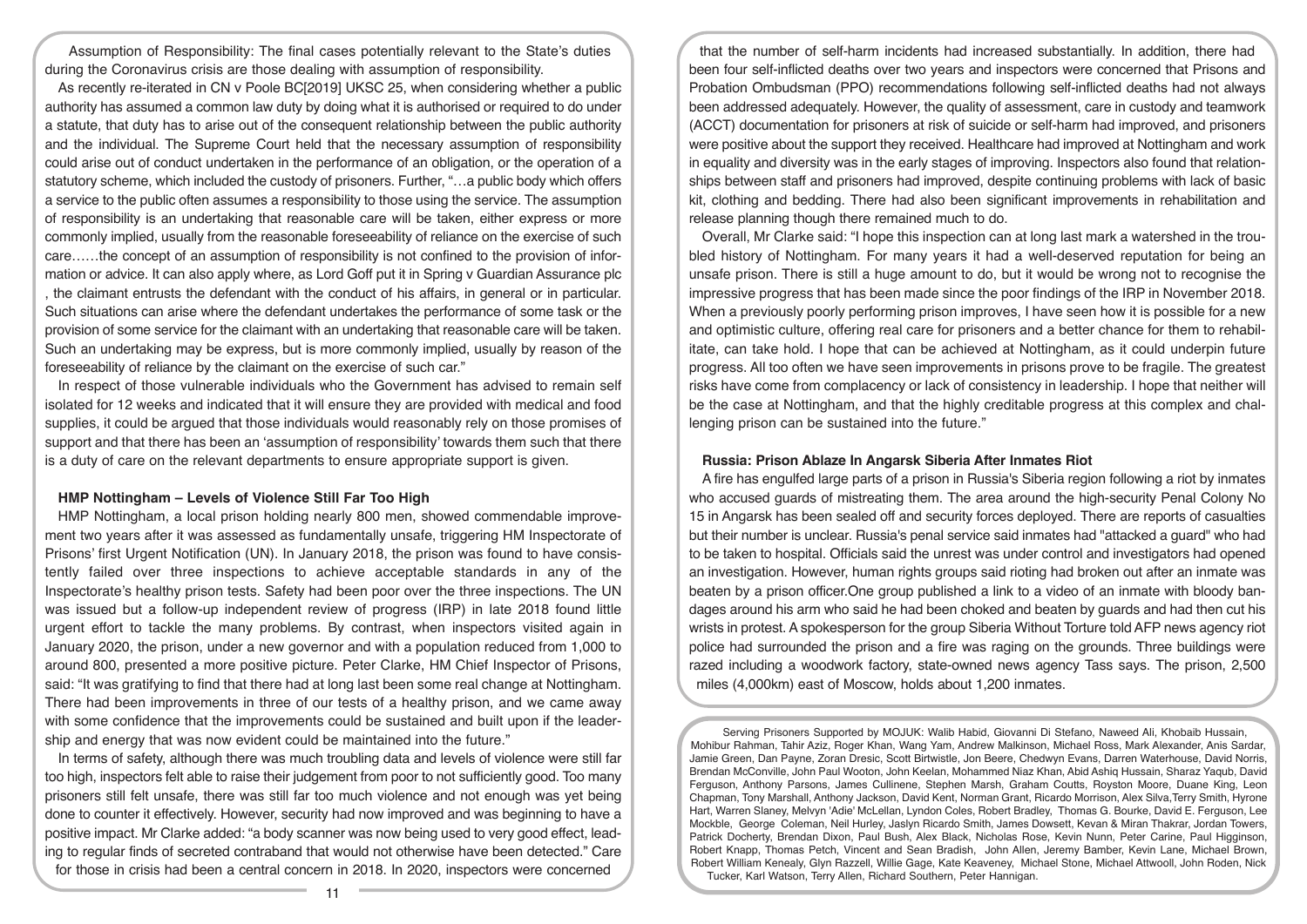Assumption of Responsibility: The final cases potentially relevant to the State's duties during the Coronavirus crisis are those dealing with assumption of responsibility.

As recently re-iterated in CN v Poole BC[2019] UKSC 25, when considering whether a public authority has assumed a common law duty by doing what it is authorised or required to do under a statute, that duty has to arise out of the consequent relationship between the public authority and the individual. The Supreme Court held that the necessary assumption of responsibility could arise out of conduct undertaken in the performance of an obligation, or the operation of a statutory scheme, which included the custody of prisoners. Further, "…a public body which offers a service to the public often assumes a responsibility to those using the service. The assumption of responsibility is an undertaking that reasonable care will be taken, either express or more commonly implied, usually from the reasonable foreseeability of reliance on the exercise of such care……the concept of an assumption of responsibility is not confined to the provision of information or advice. It can also apply where, as Lord Goff put it in Spring v Guardian Assurance plc , the claimant entrusts the defendant with the conduct of his affairs, in general or in particular. Such situations can arise where the defendant undertakes the performance of some task or the provision of some service for the claimant with an undertaking that reasonable care will be taken. Such an undertaking may be express, but is more commonly implied, usually by reason of the foreseeability of reliance by the claimant on the exercise of such car."

In respect of those vulnerable individuals who the Government has advised to remain self isolated for 12 weeks and indicated that it will ensure they are provided with medical and food supplies, it could be argued that those individuals would reasonably rely on those promises of support and that there has been an 'assumption of responsibility' towards them such that there is a duty of care on the relevant departments to ensure appropriate support is given.

## HMP Nottingham – Levels of Violence Still Far Too High

HMP Nottingham, a local prison holding nearly 800 men, showed commendable improvement two years after it was assessed as fundamentally unsafe, triggering HM Inspectorate of Prisons' first Urgent Notification (UN). In January 2018, the prison was found to have consistently failed over three inspections to achieve acceptable standards in any of the Inspectorate's healthy prison tests. Safety had been poor over the three inspections. The UN was issued but a follow-up independent review of progress (IRP) in late 2018 found little urgent effort to tackle the many problems. By contrast, when inspectors visited again in January 2020, the prison, under a new governor and with a population reduced from 1,000 to around 800, presented a more positive picture. Peter Clarke, HM Chief Inspector of Prisons, said: "It was gratifying to find that there had at long last been some real change at Nottingham. There had been improvements in three of our tests of a healthy prison, and we came away with some confidence that the improvements could be sustained and built upon if the leadership and energy that was now evident could be maintained into the future."

In terms of safety, although there was much troubling data and levels of violence were still far too high, inspectors felt able to raise their judgement from poor to not sufficiently good. Too many prisoners still felt unsafe, there was still far too much violence and not enough was yet being done to counter it effectively. However, security had now improved and was beginning to have a positive impact. Mr Clarke added: "a body scanner was now being used to very good effect, leading to regular finds of secreted contraband that would not otherwise have been detected." Care for those in crisis had been a central concern in 2018. In 2020, inspectors were concerned that the number of self-harm incidents had increased substantially. In addition, there had been four self-inflicted deaths over two years and inspectors were concerned that Prisons and Probation Ombudsman (PPO) recommendations following self-inflicted deaths had not always been addressed adequately. However, the quality of assessment, care in custody and teamwork (ACCT) documentation for prisoners at risk of suicide or self-harm had improved, and prisoners were positive about the support they received. Healthcare had improved at Nottingham and work in equality and diversity was in the early stages of improving. Inspectors also found that relationships between staff and prisoners had improved, despite continuing problems with lack of basic kit, clothing and bedding. There had also been significant improvements in rehabilitation and release planning though there remained much to do.

Overall, Mr Clarke said: "I hope this inspection can at long last mark a watershed in the troubled history of Nottingham. For many years it had a well-deserved reputation for being an unsafe prison. There is still a huge amount to do, but it would be wrong not to recognise the impressive progress that has been made since the poor findings of the IRP in November 2018. When a previously poorly performing prison improves, I have seen how it is possible for a new and optimistic culture, offering real care for prisoners and a better chance for them to rehabilitate, can take hold. I hope that can be achieved at Nottingham, as it could underpin future progress. All too often we have seen improvements in prisons prove to be fragile. The greatest risks have come from complacency or lack of consistency in leadership. I hope that neither will be the case at Nottingham, and that the highly creditable progress at this complex and challenging prison can be sustained into the future."

## Russia: Prison Ablaze In Angarsk Siberia After Inmates Riot

A fire has engulfed large parts of a prison in Russia's Siberia region following a riot by inmates who accused guards of mistreating them. The area around the high-security Penal Colony No 15 in Angarsk has been sealed off and security forces deployed. There are reports of casualties but their number is unclear. Russia's penal service said inmates had "attacked a guard" who had to be taken to hospital. Officials said the unrest was under control and investigators had opened an investigation. However, human rights groups said rioting had broken out after an inmate was beaten by a prison officer.One group published a link to a video of an inmate with bloody bandages around his arm who said he had been choked and beaten by guards and had then cut his wrists in protest. A spokesperson for the group Siberia Without Torture told AFP news agency riot police had surrounded the prison and a fire was raging on the grounds. Three buildings were razed including a woodwork factory, state-owned news agency Tass says. The prison, 2,500 miles (4,000km) east of Moscow, holds about 1,200 inmates.

Serving Prisoners Supported by MOJUK: Walib Habid, Giovanni Di Stefano, Naweed Ali, Khobaib Hussain, Mohibur Rahman, Tahir Aziz, Roger Khan, Wang Yam, Andrew Malkinson, Michael Ross, Mark Alexander, Anis Sardar, Jamie Green, Dan Payne, Zoran Dresic, Scott Birtwistle, Jon Beere, Chedwyn Evans, Darren Waterhouse, David Norris, Brendan McConville, John Paul Wooton, John Keelan, Mohammed Niaz Khan, Abid Ashiq Hussain, Sharaz Yaqub, David Ferguson, Anthony Parsons, James Cullinene, Stephen Marsh, Graham Coutts, Royston Moore, Duane King, Leon Chapman, Tony Marshall, Anthony Jackson, David Kent, Norman Grant, Ricardo Morrison, Alex Silva,Terry Smith, Hyrone Hart, Warren Slaney, Melvyn 'Adie' McLellan, Lyndon Coles, Robert Bradley, Thomas G. Bourke, David E. Ferguson, Lee Mockble, George Coleman, Neil Hurley, Jaslyn Ricardo Smith, James Dowsett, Kevan & Miran Thakrar, Jordan Towers, Patrick Docherty, Brendan Dixon, Paul Bush, Alex Black, Nicholas Rose, Kevin Nunn, Peter Carine, Paul Higginson, Robert Knapp, Thomas Petch, Vincent and Sean Bradish, John Allen, Jeremy Bamber, Kevin Lane, Michael Brown, Robert William Kenealy, Glyn Razzell, Willie Gage, Kate Keaveney, Michael Stone, Michael Attwooll, John Roden, Nick Tucker, Karl Watson, Terry Allen, Richard Southern, Peter Hannigan.